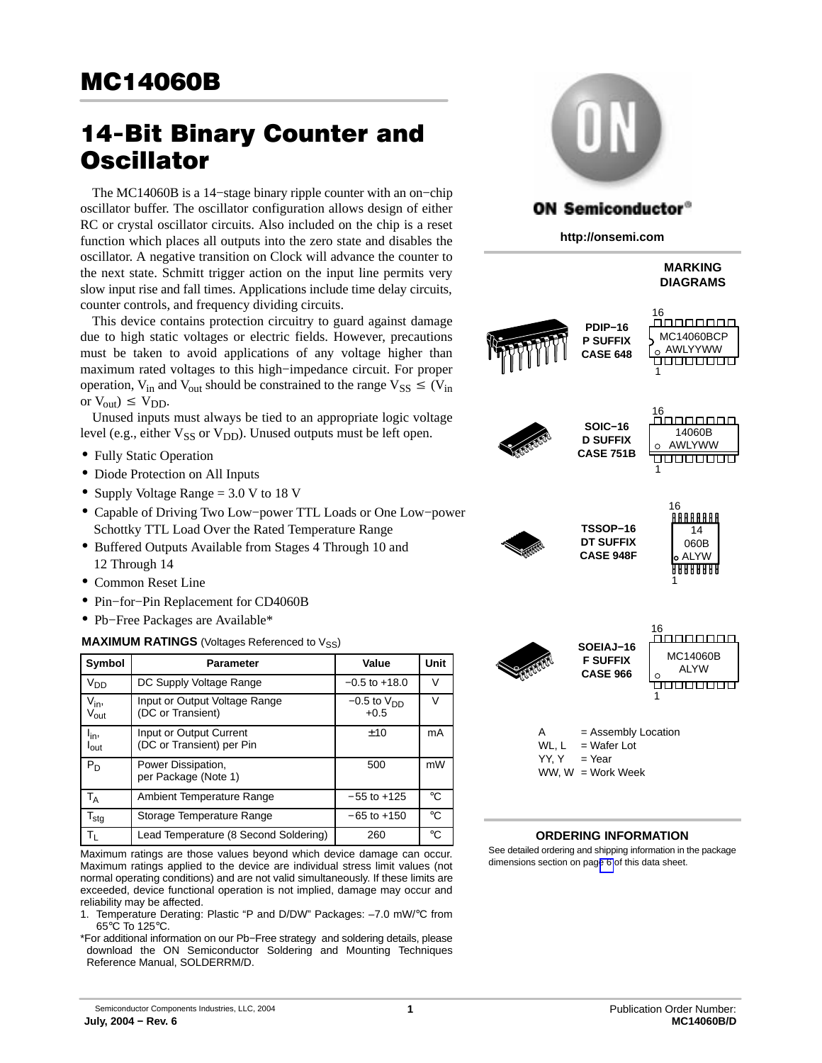# MC14060B

## 14-Bit Binary Counter and Oscillator

The MC14060B is a 14−stage binary ripple counter with an on−chip oscillator buffer. The oscillator configuration allows design of either RC or crystal oscillator circuits. Also included on the chip is a reset function which places all outputs into the zero state and disables the oscillator. A negative transition on Clock will advance the counter to the next state. Schmitt trigger action on the input line permits very slow input rise and fall times. Applications include time delay circuits, counter controls, and frequency dividing circuits.

This device contains protection circuitry to guard against damage due to high static voltages or electric fields. However, precautions must be taken to avoid applications of any voltage higher than maximum rated voltages to this high−impedance circuit. For proper operation, $V_{in}$ and $V_{out}$ should be constrained to the range $V_{SS} \leq (V_{in}$ or $V_{out}) \leq V_{DD}$.

Unused inputs must always be tied to an appropriate logic voltage level (e.g., either $V_{SS}$ or $V_{DD}$). Unused outputs must be left open.

- Fully Static Operation
- Diode Protection on All Inputs
- Supply Voltage Range = 3.0 V to 18 V
- Capable of Driving Two Low−power TTL Loads or One Low−power Schottky TTL Load Over the Rated Temperature Range
- Buffered Outputs Available from Stages 4 Through 10 and 12 Through 14
- Common Reset Line
- Pin−for−Pin Replacement for CD4060B
- Pb−Free Packages are Available*

**MAXIMUM RATINGS** (Voltages Referenced to $V_{SS}$)

| Symbol | Parameter | Value | Unit |
|---|---|---|---|
| $V_{DD}$ | DC Supply Voltage Range | −0.5 to +18.0 | V |
| $V_{in}$, $V_{out}$ | Input or Output Voltage Range (DC or Transient) | −0.5 to $V_{DD}$ +0.5 | V |
| $I_{in}$, $I_{out}$ | Input or Output Current (DC or Transient) per Pin | ±10 | mA |
| $P_D$ | Power Dissipation, per Package (Note 1) | 500 | mW |
| $T_A$ | Ambient Temperature Range | −55 to +125 | °C |
| $T_{stg}$ | Storage Temperature Range | −65 to +150 | °C |
| $T_L$ | Lead Temperature (8 Second Soldering) | 260 | °C |

Maximum ratings are those values beyond which device damage can occur. Maximum ratings applied to the device are individual stress limit values (not normal operating conditions) and are not valid simultaneously. If these limits are exceeded, device functional operation is not implied, damage may occur and reliability may be affected.

1. Temperature Derating: Plastic "P and D/DW" Packages: –7.0 mW/°C from 65°C To 125°C.

*For additional information on our Pb−Free strategy and soldering details, please download the ON Semiconductor Soldering and Mounting Techniques Reference Manual, SOLDERRM/D.

ON Semiconductor®

http://onsemi.com

**MARKING DIAGRAMS**

PDIP−16
P SUFFIX
CASE 648

MC14060BCP
AWLYYWW

SOIC−16
D SUFFIX
CASE 751B

14060B
AWLYWW

TSSOP−16
DT SUFFIX
CASE 948F

14
060B
ALYW

SOEIAJ−16
F SUFFIX
CASE 966

MC14060B
ALYW

A = Assembly Location
WL, L = Wafer Lot
YY, Y = Year
WW, W = Work Week

**ORDERING INFORMATION**

See detailed ordering and shipping information in the package dimensions section on page 6 of this data sheet.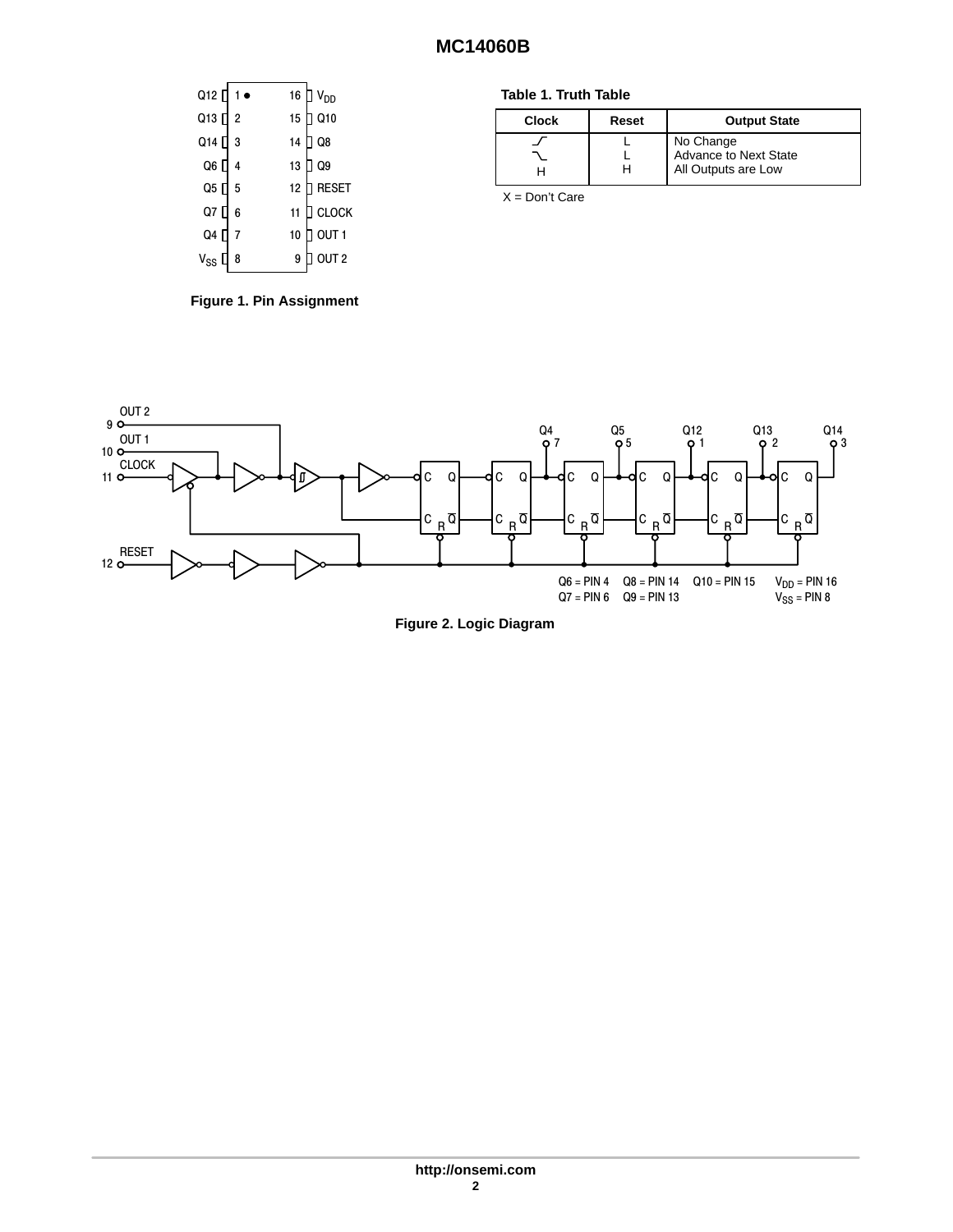| Pin | Name | Pin | Name |
|---|---|---|---|
| 1 | Q12 | 16 | $V_{DD}$ |
| 2 | Q13 | 15 | Q10 |
| 3 | Q14 | 14 | Q8 |
| 4 | Q6 | 13 | Q9 |
| 5 | Q5 | 12 | RESET |
| 6 | Q7 | 11 | CLOCK |
| 7 | Q4 | 10 | OUT 1 |
| 8 | $V_{SS}$ | 9 | OUT 2 |

**Figure 1. Pin Assignment**

**Table 1. Truth Table**

| Clock | Reset | Output State |
|---|---|---|
| ⎍ (rising edge) | L | No Change |
| ⎍ (falling edge) | L | Advance to Next State |
| H | H | All Outputs are Low |

X = Don't Care

OUT 2 9, OUT 1 10, CLOCK 11, RESET 12

Q4 7, Q5 5, Q12 1, Q13 2, Q14 3

Q6 = PIN 4 Q8 = PIN 14 Q10 = PIN 15 $V_{DD}$ = PIN 16
Q7 = PIN 6 Q9 = PIN 13 $V_{SS}$ = PIN 8

**Figure 2. Logic Diagram**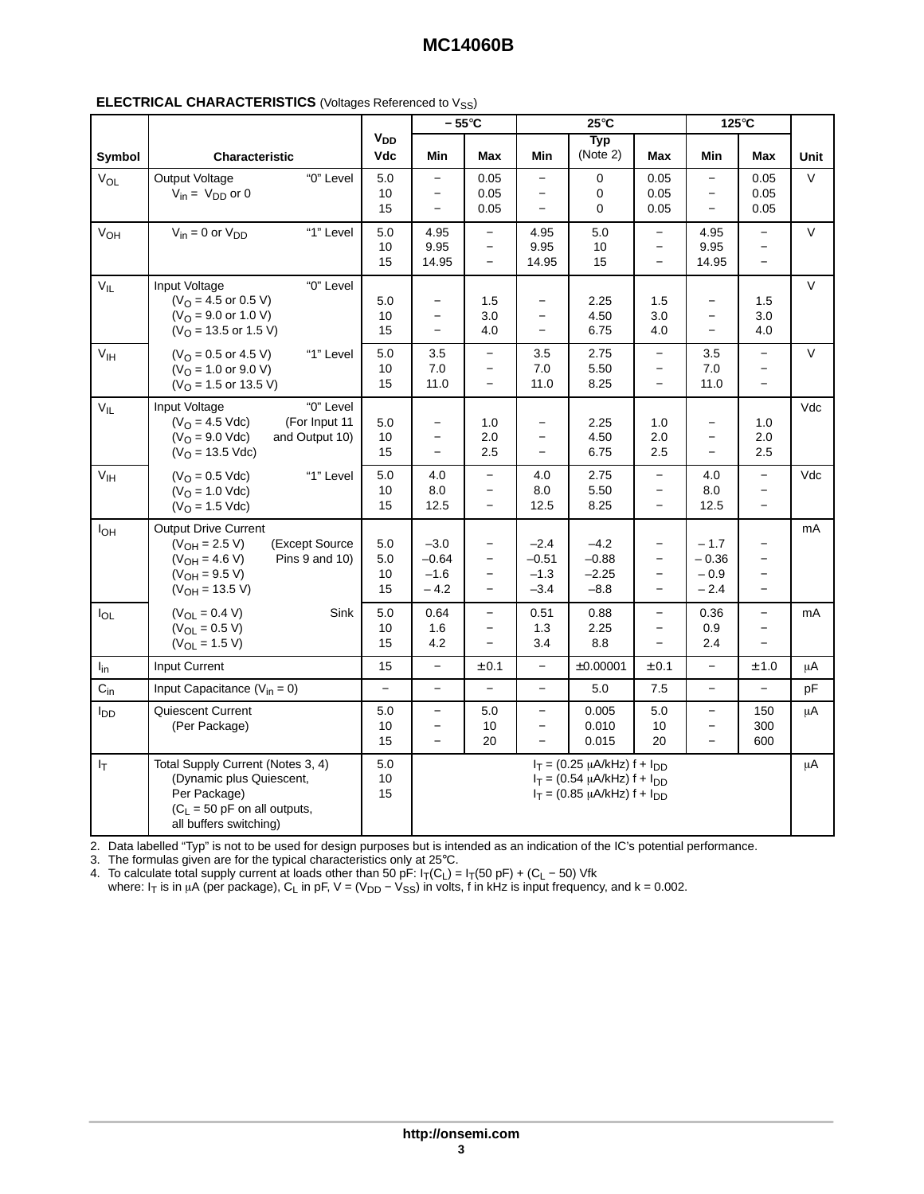**ELECTRICAL CHARACTERISTICS** (Voltages Referenced to $V_{SS}$)

| Symbol | Characteristic | $V_{DD}$ Vdc | −55°C Min | −55°C Max | 25°C Min | 25°C Typ (Note 2) | 25°C Max | 125°C Min | 125°C Max | Unit |
|---|---|---|---|---|---|---|---|---|---|---|
| $V_{OL}$ | Output Voltage "0" Level<br>$V_{in}$ = $V_{DD}$ or 0 | 5.0<br>10<br>15 | −<br>−<br>− | 0.05<br>0.05<br>0.05 | −<br>−<br>− | 0<br>0<br>0 | 0.05<br>0.05<br>0.05 | −<br>−<br>− | 0.05<br>0.05<br>0.05 | V |
| $V_{OH}$ | $V_{in}$ = 0 or $V_{DD}$ "1" Level | 5.0<br>10<br>15 | 4.95<br>9.95<br>14.95 | −<br>−<br>− | 4.95<br>9.95<br>14.95 | 5.0<br>10<br>15 | −<br>−<br>− | 4.95<br>9.95<br>14.95 | −<br>−<br>− | V |
| $V_{IL}$ | Input Voltage "0" Level<br>($V_O$ = 4.5 or 0.5 V)<br>($V_O$ = 9.0 or 1.0 V)<br>($V_O$ = 13.5 or 1.5 V) | 5.0<br>10<br>15 | −<br>−<br>− | 1.5<br>3.0<br>4.0 | −<br>−<br>− | 2.25<br>4.50<br>6.75 | 1.5<br>3.0<br>4.0 | −<br>−<br>− | 1.5<br>3.0<br>4.0 | V |
| $V_{IH}$ | ($V_O$ = 0.5 or 4.5 V) "1" Level<br>($V_O$ = 1.0 or 9.0 V)<br>($V_O$ = 1.5 or 13.5 V) | 5.0<br>10<br>15 | 3.5<br>7.0<br>11.0 | −<br>−<br>− | 3.5<br>7.0<br>11.0 | 2.75<br>5.50<br>8.25 | −<br>−<br>− | 3.5<br>7.0<br>11.0 | −<br>−<br>− | V |
| $V_{IL}$ | Input Voltage "0" Level<br>($V_O$ = 4.5 Vdc) (For Input 11<br>($V_O$ = 9.0 Vdc) and Output 10)<br>($V_O$ = 13.5 Vdc) | 5.0<br>10<br>15 | −<br>−<br>− | 1.0<br>2.0<br>2.5 | −<br>−<br>− | 2.25<br>4.50<br>6.75 | 1.0<br>2.0<br>2.5 | −<br>−<br>− | 1.0<br>2.0<br>2.5 | Vdc |
| $V_{IH}$ | ($V_O$ = 0.5 Vdc) "1" Level<br>($V_O$ = 1.0 Vdc)<br>($V_O$ = 1.5 Vdc) | 5.0<br>10<br>15 | 4.0<br>8.0<br>12.5 | −<br>−<br>− | 4.0<br>8.0<br>12.5 | 2.75<br>5.50<br>8.25 | −<br>−<br>− | 4.0<br>8.0<br>12.5 | −<br>−<br>− | Vdc |
| $I_{OH}$ | Output Drive Current<br>($V_{OH}$ = 2.5 V) (Except Source<br>($V_{OH}$ = 4.6 V) Pins 9 and 10)<br>($V_{OH}$ = 9.5 V)<br>($V_{OH}$ = 13.5 V) | 5.0<br>5.0<br>10<br>15 | −3.0<br>−0.64<br>−1.6<br>−4.2 | −<br>−<br>−<br>− | −2.4<br>−0.51<br>−1.3<br>−3.4 | −4.2<br>−0.88<br>−2.25<br>−8.8 | −<br>−<br>−<br>− | −1.7<br>−0.36<br>−0.9<br>−2.4 | −<br>−<br>−<br>− | mA |
| $I_{OL}$ | ($V_{OL}$ = 0.4 V) Sink<br>($V_{OL}$ = 0.5 V)<br>($V_{OL}$ = 1.5 V) | 5.0<br>10<br>15 | 0.64<br>1.6<br>4.2 | −<br>−<br>− | 0.51<br>1.3<br>3.4 | 0.88<br>2.25<br>8.8 | −<br>−<br>− | 0.36<br>0.9<br>2.4 | −<br>−<br>− | mA |
| $I_{in}$ | Input Current | 15 | − | ±0.1 | − | ±0.00001 | ±0.1 | − | ±1.0 | µA |
| $C_{in}$ | Input Capacitance ($V_{in}$ = 0) | − | − | − | − | 5.0 | 7.5 | − | − | pF |
| $I_{DD}$ | Quiescent Current<br>(Per Package) | 5.0<br>10<br>15 | −<br>−<br>− | 5.0<br>10<br>20 | −<br>−<br>− | 0.005<br>0.010<br>0.015 | 5.0<br>10<br>20 | −<br>−<br>− | 150<br>300<br>600 | µA |
| $I_T$ | Total Supply Current (Notes 3, 4)<br>(Dynamic plus Quiescent,<br>Per Package)<br>($C_L$ = 50 pF on all outputs,<br>all buffers switching) | 5.0<br>10<br>15 | | | | $I_T$ = (0.25 µA/kHz) f + $I_{DD}$<br>$I_T$ = (0.54 µA/kHz) f + $I_{DD}$<br>$I_T$ = (0.85 µA/kHz) f + $I_{DD}$ | | | | µA |

2. Data labelled "Typ" is not to be used for design purposes but is intended as an indication of the IC's potential performance.
3. The formulas given are for the typical characteristics only at 25°C.
4. To calculate total supply current at loads other than 50 pF: $I_T(C_L) = I_T(50\text{ pF}) + (C_L - 50)\text{ Vfk}$
   where: $I_T$ is in µA (per package), $C_L$ in pF, V = ($V_{DD} - V_{SS}$) in volts, f in kHz is input frequency, and k = 0.002.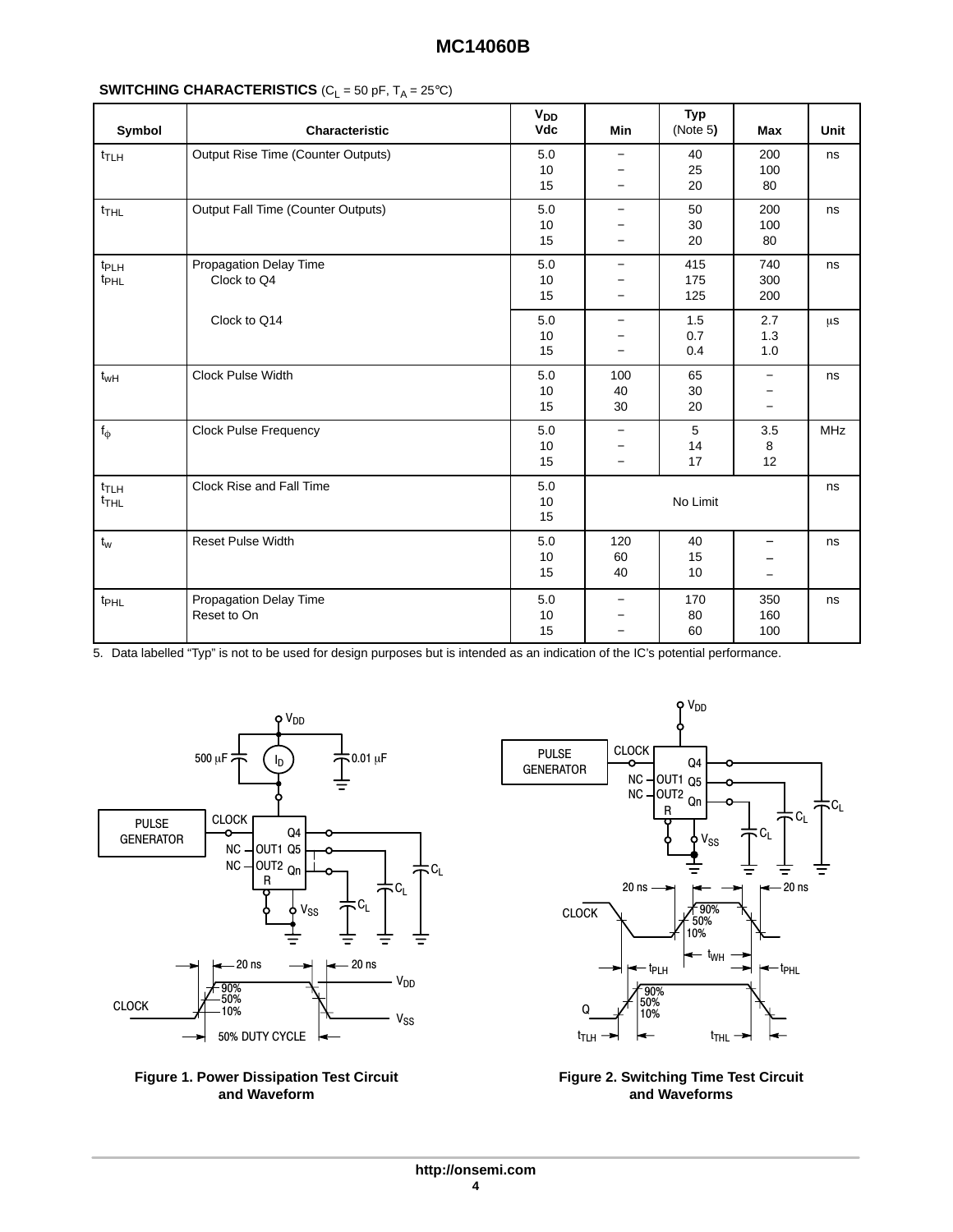**SWITCHING CHARACTERISTICS** ($C_L$ = 50 pF, $T_A$ = 25°C)

| Symbol | Characteristic | $V_{DD}$ Vdc | Min | Typ (Note 5) | Max | Unit |
|---|---|---|---|---|---|---|
| $t_{TLH}$ | Output Rise Time (Counter Outputs) | 5.0<br>10<br>15 | –<br>–<br>– | 40<br>25<br>20 | 200<br>100<br>80 | ns |
| $t_{THL}$ | Output Fall Time (Counter Outputs) | 5.0<br>10<br>15 | –<br>–<br>– | 50<br>30<br>20 | 200<br>100<br>80 | ns |
| $t_{PLH}$<br>$t_{PHL}$ | Propagation Delay Time<br>Clock to Q4 | 5.0<br>10<br>15 | –<br>–<br>– | 415<br>175<br>125 | 740<br>300<br>200 | ns |
| | Clock to Q14 | 5.0<br>10<br>15 | –<br>–<br>– | 1.5<br>0.7<br>0.4 | 2.7<br>1.3<br>1.0 | μs |
| $t_{WH}$ | Clock Pulse Width | 5.0<br>10<br>15 | 100<br>40<br>30 | 65<br>30<br>20 | –<br>–<br>– | ns |
| $f_{\phi}$ | Clock Pulse Frequency | 5.0<br>10<br>15 | –<br>–<br>– | 5<br>14<br>17 | 3.5<br>8<br>12 | MHz |
| $t_{TLH}$<br>$t_{THL}$ | Clock Rise and Fall Time | 5.0<br>10<br>15 | | No Limit | | ns |
| $t_w$ | Reset Pulse Width | 5.0<br>10<br>15 | 120<br>60<br>40 | 40<br>15<br>10 | –<br>–<br>– | ns |
| $t_{PHL}$ | Propagation Delay Time<br>Reset to On | 5.0<br>10<br>15 | –<br>–<br>– | 170<br>80<br>60 | 350<br>160<br>100 | ns |

5. Data labelled "Typ" is not to be used for design purposes but is intended as an indication of the IC's potential performance.

**Figure 1. Power Dissipation Test Circuit and Waveform**

**Figure 2. Switching Time Test Circuit and Waveforms**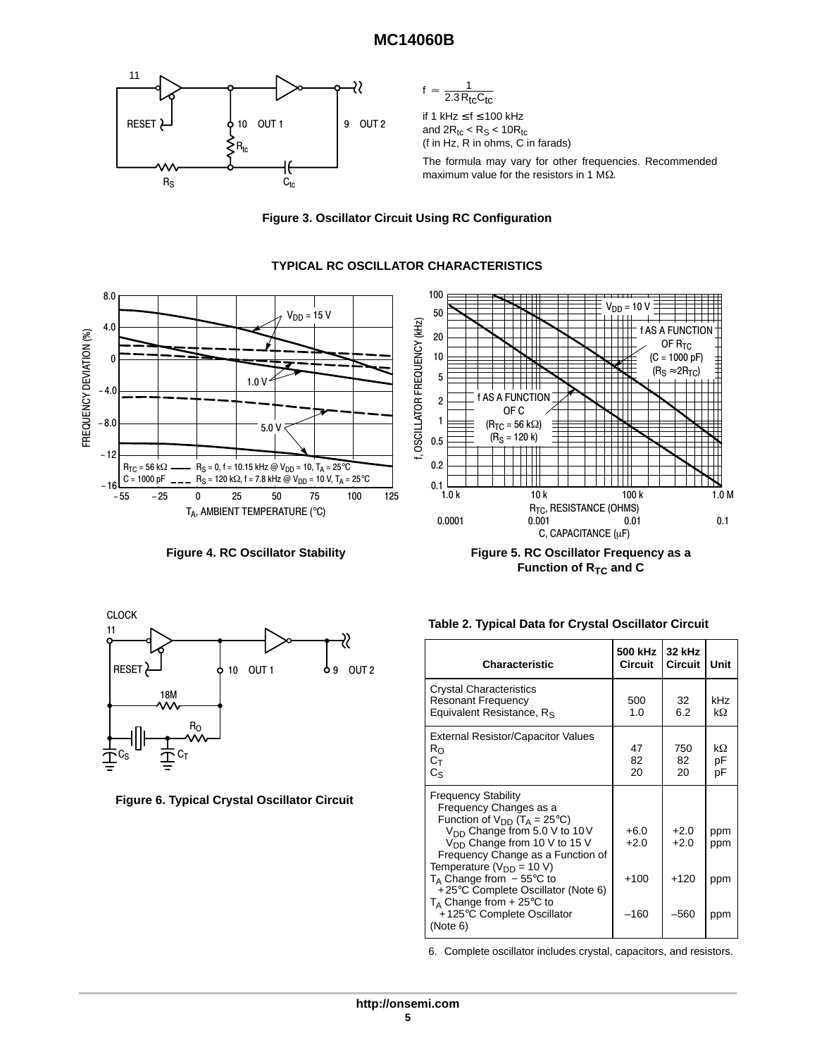$$f \approx \frac{1}{2.3 R_{tc} C_{tc}}$$

if 1 kHz ≤ f ≤ 100 kHz
and $2R_{tc} < R_S < 10R_{tc}$
(f in Hz, R in ohms, C in farads)

The formula may vary for other frequencies. Recommended maximum value for the resistors in 1 MΩ.

**Figure 3. Oscillator Circuit Using RC Configuration**

**TYPICAL RC OSCILLATOR CHARACTERISTICS**

**Figure 4. RC Oscillator Stability**

**Figure 5. RC Oscillator Frequency as a Function of $R_{TC}$ and C**

**Figure 6. Typical Crystal Oscillator Circuit**

**Table 2. Typical Data for Crystal Oscillator Circuit**

| Characteristic | 500 kHz Circuit | 32 kHz Circuit | Unit |
|---|---|---|---|
| Crystal Characteristics | | | |
| Resonant Frequency | 500 | 32 | kHz |
| Equivalent Resistance, $R_S$ | 1.0 | 6.2 | kΩ |
| External Resistor/Capacitor Values | | | |
| $R_O$ | 47 | 750 | kΩ |
| $C_T$ | 82 | 82 | pF |
| $C_S$ | 20 | 20 | pF |
| Frequency Stability | | | |
| Frequency Changes as a Function of $V_{DD}$ ($T_A$ = 25°C) | | | |
| $V_{DD}$ Change from 5.0 V to 10 V | +6.0 | +2.0 | ppm |
| $V_{DD}$ Change from 10 V to 15 V | +2.0 | +2.0 | ppm |
| Frequency Change as a Function of Temperature ($V_{DD}$ = 10 V) | | | |
| $T_A$ Change from − 55°C to + 25°C Complete Oscillator (Note 6) | +100 | +120 | ppm |
| $T_A$ Change from + 25°C to + 125°C Complete Oscillator (Note 6) | –160 | –560 | ppm |

6. Complete oscillator includes crystal, capacitors, and resistors.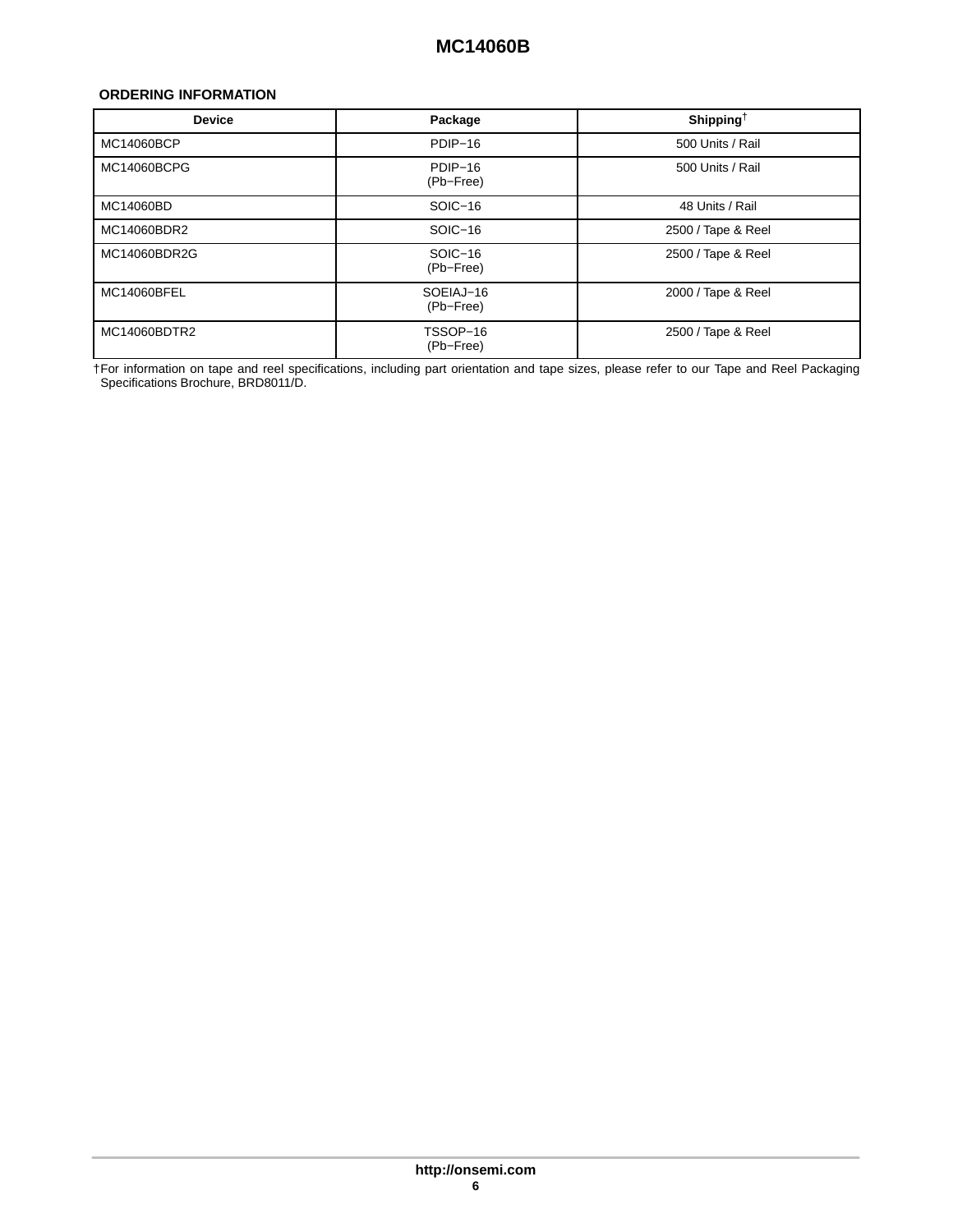## ORDERING INFORMATION

| Device | Package | Shipping† |
|---|---|---|
| MC14060BCP | PDIP−16 | 500 Units / Rail |
| MC14060BCPG | PDIP−16 (Pb−Free) | 500 Units / Rail |
| MC14060BD | SOIC−16 | 48 Units / Rail |
| MC14060BDR2 | SOIC−16 | 2500 / Tape & Reel |
| MC14060BDR2G | SOIC−16 (Pb−Free) | 2500 / Tape & Reel |
| MC14060BFEL | SOEIAJ−16 (Pb−Free) | 2000 / Tape & Reel |
| MC14060BDTR2 | TSSOP−16 (Pb−Free) | 2500 / Tape & Reel |

†For information on tape and reel specifications, including part orientation and tape sizes, please refer to our Tape and Reel Packaging Specifications Brochure, BRD8011/D.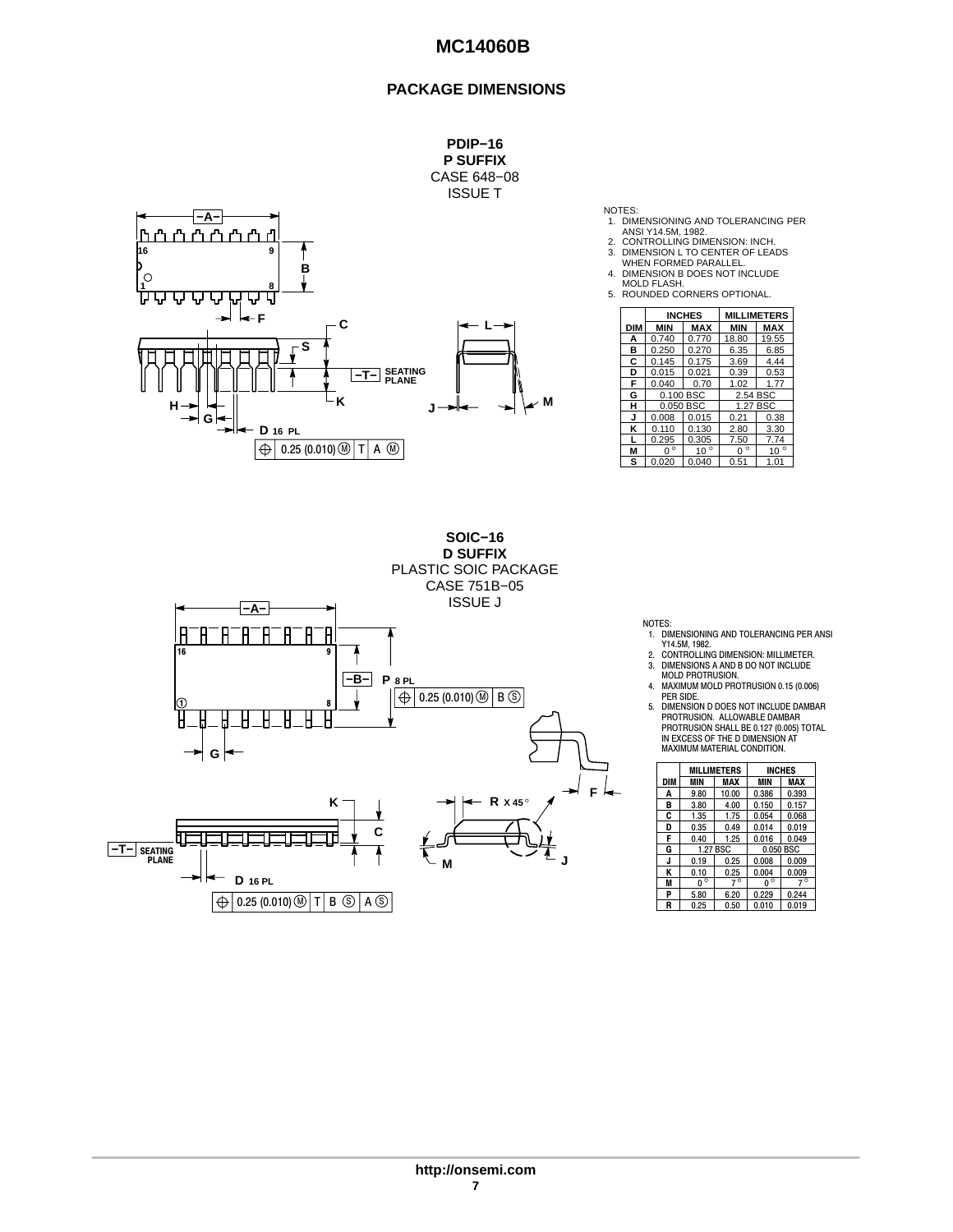## PACKAGE DIMENSIONS

### PDIP−16
**P SUFFIX**
CASE 648−08
ISSUE T

NOTES:
1. DIMENSIONING AND TOLERANCING PER ANSI Y14.5M, 1982.
2. CONTROLLING DIMENSION: INCH.
3. DIMENSION L TO CENTER OF LEADS WHEN FORMED PARALLEL.
4. DIMENSION B DOES NOT INCLUDE MOLD FLASH.
5. ROUNDED CORNERS OPTIONAL.

| DIM | INCHES MIN | INCHES MAX | MILLIMETERS MIN | MILLIMETERS MAX |
|---|---|---|---|---|
| A | 0.740 | 0.770 | 18.80 | 19.55 |
| B | 0.250 | 0.270 | 6.35 | 6.85 |
| C | 0.145 | 0.175 | 3.69 | 4.44 |
| D | 0.015 | 0.021 | 0.39 | 0.53 |
| F | 0.040 | 0.70 | 1.02 | 1.77 |
| G | 0.100 BSC | | 2.54 BSC | |
| H | 0.050 BSC | | 1.27 BSC | |
| J | 0.008 | 0.015 | 0.21 | 0.38 |
| K | 0.110 | 0.130 | 2.80 | 3.30 |
| L | 0.295 | 0.305 | 7.50 | 7.74 |
| M | 0° | 10° | 0° | 10° |
| S | 0.020 | 0.040 | 0.51 | 1.01 |

### SOIC−16
**D SUFFIX**
PLASTIC SOIC PACKAGE
CASE 751B−05
ISSUE J

NOTES:
1. DIMENSIONING AND TOLERANCING PER ANSI Y14.5M, 1982.
2. CONTROLLING DIMENSION: MILLIMETER.
3. DIMENSIONS A AND B DO NOT INCLUDE MOLD PROTRUSION.
4. MAXIMUM MOLD PROTRUSION 0.15 (0.006) PER SIDE.
5. DIMENSION D DOES NOT INCLUDE DAMBAR PROTRUSION. ALLOWABLE DAMBAR PROTRUSION SHALL BE 0.127 (0.005) TOTAL IN EXCESS OF THE D DIMENSION AT MAXIMUM MATERIAL CONDITION.

| DIM | MILLIMETERS MIN | MILLIMETERS MAX | INCHES MIN | INCHES MAX |
|---|---|---|---|---|
| A | 9.80 | 10.00 | 0.386 | 0.393 |
| B | 3.80 | 4.00 | 0.150 | 0.157 |
| C | 1.35 | 1.75 | 0.054 | 0.068 |
| D | 0.35 | 0.49 | 0.014 | 0.019 |
| F | 0.40 | 1.25 | 0.016 | 0.049 |
| G | 1.27 BSC | | 0.050 BSC | |
| J | 0.19 | 0.25 | 0.008 | 0.009 |
| K | 0.10 | 0.25 | 0.004 | 0.009 |
| M | 0° | 7° | 0° | 7° |
| P | 5.80 | 6.20 | 0.229 | 0.244 |
| R | 0.25 | 0.50 | 0.010 | 0.019 |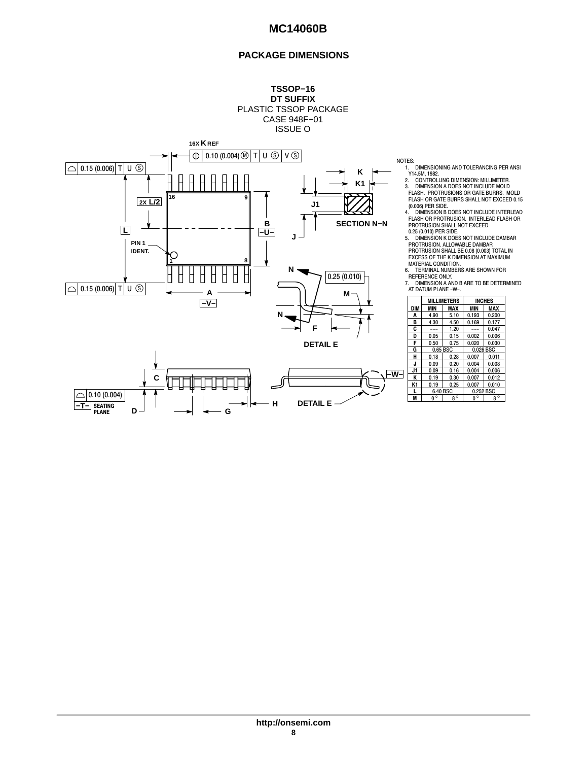## PACKAGE DIMENSIONS

**TSSOP−16**
**DT SUFFIX**
PLASTIC TSSOP PACKAGE
CASE 948F−01
ISSUE O

NOTES:
1. DIMENSIONING AND TOLERANCING PER ANSI Y14.5M, 1982.
2. CONTROLLING DIMENSION: MILLIMETER.
3. DIMENSION A DOES NOT INCLUDE MOLD FLASH. PROTRUSIONS OR GATE BURRS. MOLD FLASH OR GATE BURRS SHALL NOT EXCEED 0.15 (0.006) PER SIDE.
4. DIMENSION B DOES NOT INCLUDE INTERLEAD FLASH OR PROTRUSION. INTERLEAD FLASH OR PROTRUSION SHALL NOT EXCEED 0.25 (0.010) PER SIDE.
5. DIMENSION K DOES NOT INCLUDE DAMBAR PROTRUSION. ALLOWABLE DAMBAR PROTRUSION SHALL BE 0.08 (0.003) TOTAL IN EXCESS OF THE K DIMENSION AT MAXIMUM MATERIAL CONDITION.
6. TERMINAL NUMBERS ARE SHOWN FOR REFERENCE ONLY.
7. DIMENSION A AND B ARE TO BE DETERMINED AT DATUM PLANE −W−.

| DIM | MILLIMETERS MIN | MILLIMETERS MAX | INCHES MIN | INCHES MAX |
|---|---|---|---|---|
| A | 4.90 | 5.10 | 0.193 | 0.200 |
| B | 4.30 | 4.50 | 0.169 | 0.177 |
| C | --- | 1.20 | --- | 0.047 |
| D | 0.05 | 0.15 | 0.002 | 0.006 |
| F | 0.50 | 0.75 | 0.020 | 0.030 |
| G | 0.65 BSC | | 0.026 BSC | |
| H | 0.18 | 0.28 | 0.007 | 0.011 |
| J | 0.09 | 0.20 | 0.004 | 0.008 |
| J1 | 0.09 | 0.16 | 0.004 | 0.006 |
| K | 0.19 | 0.30 | 0.007 | 0.012 |
| K1 | 0.19 | 0.25 | 0.007 | 0.010 |
| L | 6.40 BSC | | 0.252 BSC | |
| M | 0° | 8° | 0° | 8° |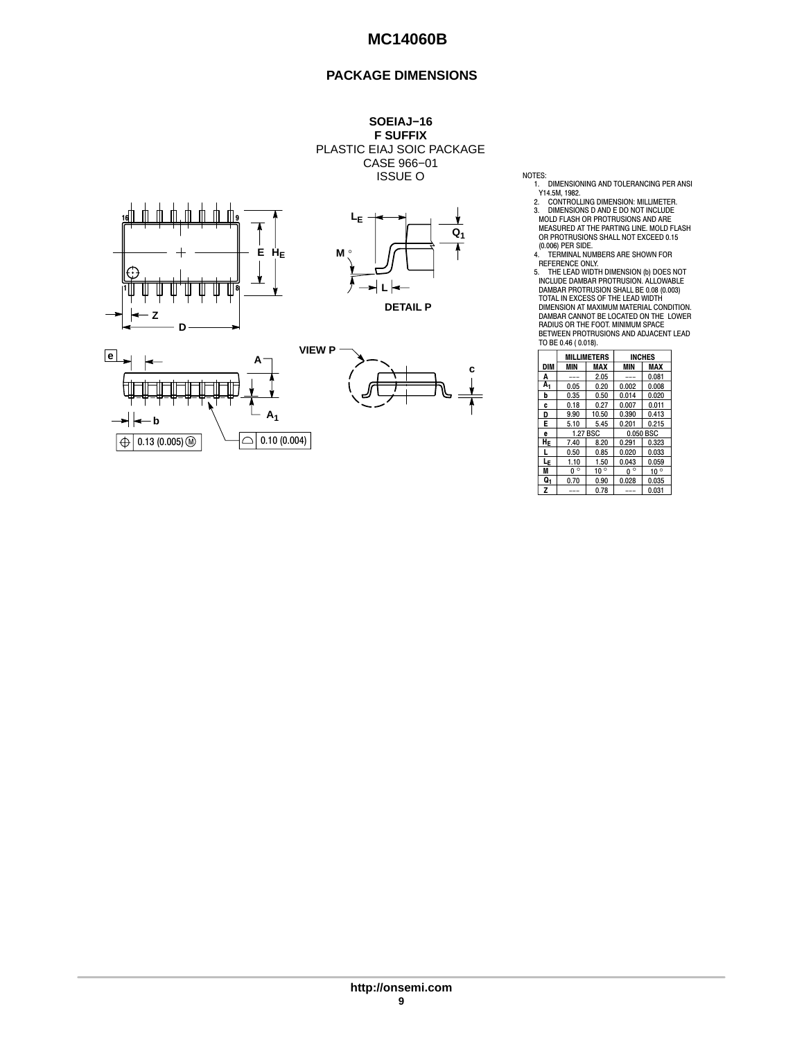## PACKAGE DIMENSIONS

**SOEIAJ−16**
**F SUFFIX**
PLASTIC EIAJ SOIC PACKAGE
CASE 966−01
ISSUE O

NOTES:
1. DIMENSIONING AND TOLERANCING PER ANSI Y14.5M, 1982.
2. CONTROLLING DIMENSION: MILLIMETER.
3. DIMENSIONS D AND E DO NOT INCLUDE MOLD FLASH OR PROTRUSIONS AND ARE MEASURED AT THE PARTING LINE. MOLD FLASH OR PROTRUSIONS SHALL NOT EXCEED 0.15 (0.006) PER SIDE.
4. TERMINAL NUMBERS ARE SHOWN FOR REFERENCE ONLY.
5. THE LEAD WIDTH DIMENSION (b) DOES NOT INCLUDE DAMBAR PROTRUSION. ALLOWABLE DAMBAR PROTRUSION SHALL BE 0.08 (0.003) TOTAL IN EXCESS OF THE LEAD WIDTH DIMENSION AT MAXIMUM MATERIAL CONDITION. DAMBAR CANNOT BE LOCATED ON THE LOWER RADIUS OR THE FOOT. MINIMUM SPACE BETWEEN PROTRUSIONS AND ADJACENT LEAD TO BE 0.46 ( 0.018).

| DIM | MILLIMETERS | | INCHES | |
|---|---|---|---|---|
| | MIN | MAX | MIN | MAX |
| A | --- | 2.05 | --- | 0.081 |
| $A_1$ | 0.05 | 0.20 | 0.002 | 0.008 |
| b | 0.35 | 0.50 | 0.014 | 0.020 |
| c | 0.18 | 0.27 | 0.007 | 0.011 |
| D | 9.90 | 10.50 | 0.390 | 0.413 |
| E | 5.10 | 5.45 | 0.201 | 0.215 |
| e | 1.27 BSC | | 0.050 BSC | |
| $H_E$ | 7.40 | 8.20 | 0.291 | 0.323 |
| L | 0.50 | 0.85 | 0.020 | 0.033 |
| $L_E$ | 1.10 | 1.50 | 0.043 | 0.059 |
| M | 0 ° | 10 ° | 0 ° | 10 ° |
| $Q_1$ | 0.70 | 0.90 | 0.028 | 0.035 |
| Z | --- | 0.78 | --- | 0.031 |

DETAIL P

VIEW P

0.13 (0.005) Ⓜ

0.10 (0.004)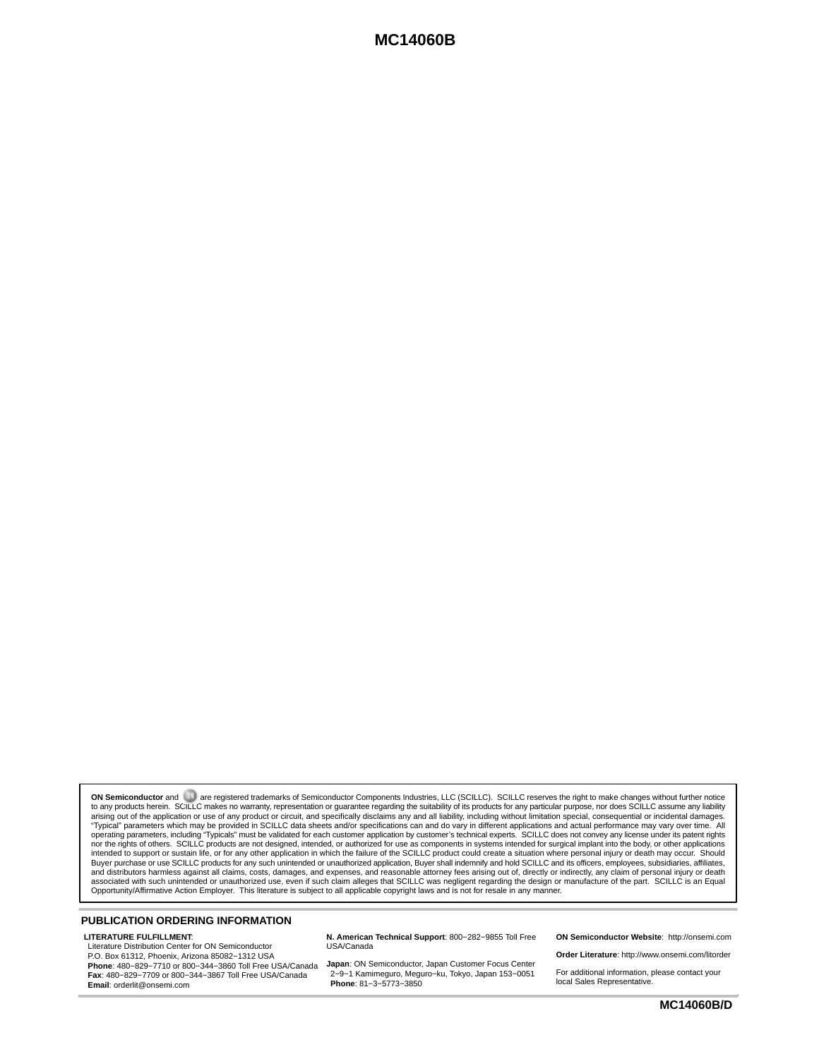**ON Semiconductor** and  are registered trademarks of Semiconductor Components Industries, LLC (SCILLC). SCILLC reserves the right to make changes without further notice to any products herein. SCILLC makes no warranty, representation or guarantee regarding the suitability of its products for any particular purpose, nor does SCILLC assume any liability arising out of the application or use of any product or circuit, and specifically disclaims any and all liability, including without limitation special, consequential or incidental damages. "Typical" parameters which may be provided in SCILLC data sheets and/or specifications can and do vary in different applications and actual performance may vary over time. All operating parameters, including "Typicals" must be validated for each customer application by customer's technical experts. SCILLC does not convey any license under its patent rights nor the rights of others. SCILLC products are not designed, intended, or authorized for use as components in systems intended for surgical implant into the body, or other applications intended to support or sustain life, or for any other application in which the failure of the SCILLC product could create a situation where personal injury or death may occur. Should Buyer purchase or use SCILLC products for any such unintended or unauthorized application, Buyer shall indemnify and hold SCILLC and its officers, employees, subsidiaries, affiliates, and distributors harmless against all claims, costs, damages, and expenses, and reasonable attorney fees arising out of, directly or indirectly, any claim of personal injury or death associated with such unintended or unauthorized use, even if such claim alleges that SCILLC was negligent regarding the design or manufacture of the part. SCILLC is an Equal Opportunity/Affirmative Action Employer. This literature is subject to all applicable copyright laws and is not for resale in any manner.

## PUBLICATION ORDERING INFORMATION

**LITERATURE FULFILLMENT**:
Literature Distribution Center for ON Semiconductor
P.O. Box 61312, Phoenix, Arizona 85082−1312 USA
**Phone**: 480−829−7710 or 800−344−3860 Toll Free USA/Canada
**Fax**: 480−829−7709 or 800−344−3867 Toll Free USA/Canada
**Email**: orderlit@onsemi.com

**N. American Technical Support**: 800−282−9855 Toll Free USA/Canada

**Japan**: ON Semiconductor, Japan Customer Focus Center
2−9−1 Kamimeguro, Meguro−ku, Tokyo, Japan 153−0051
**Phone**: 81−3−5773−3850

**ON Semiconductor Website**: http://onsemi.com

**Order Literature**: http://www.onsemi.com/litorder

For additional information, please contact your local Sales Representative.

**MC14060B/D**